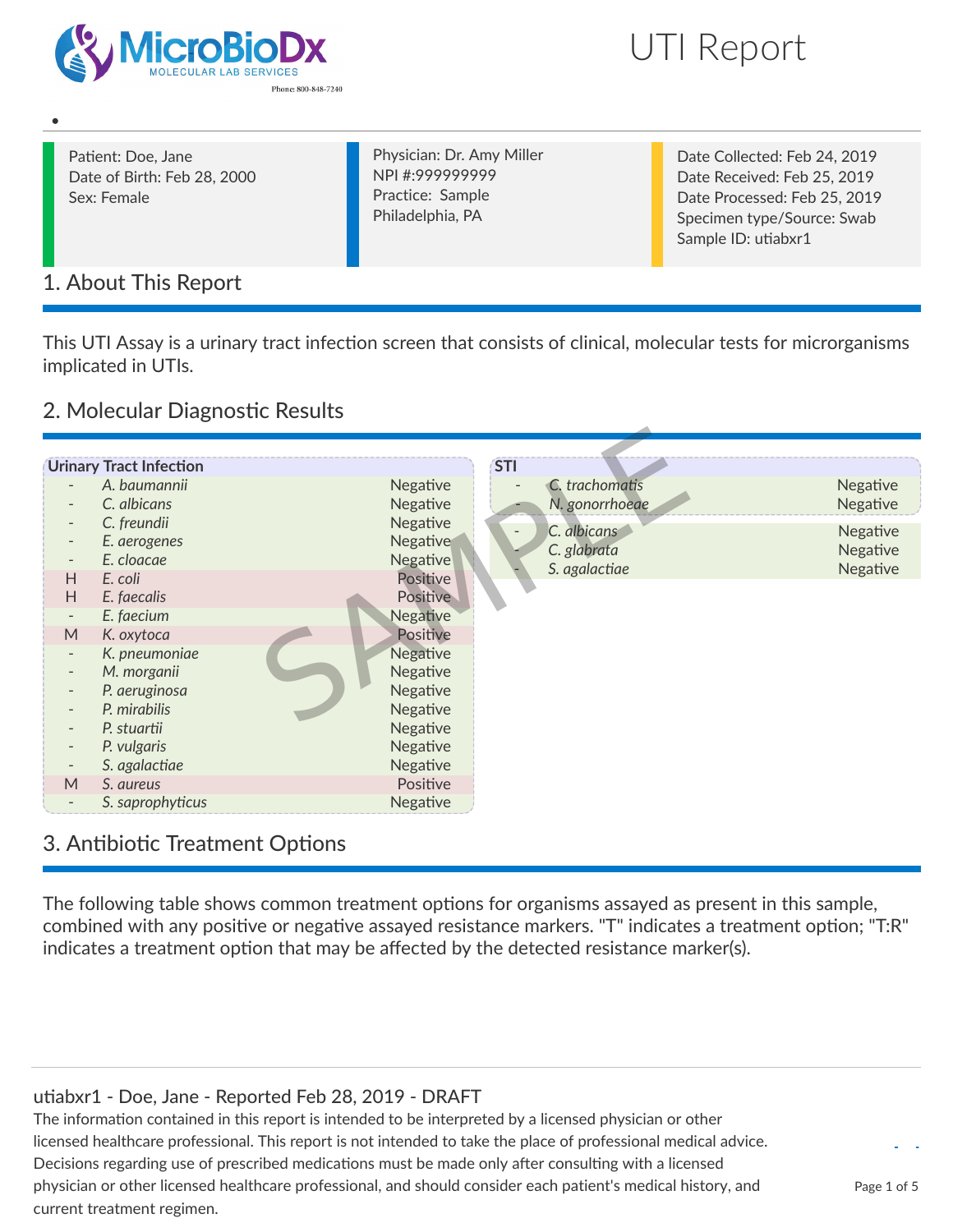# UTI Report

Patient: Doe, Jane
Date of Birth: Feb 28, 2000
Sex: Female

Physician: Dr. Amy Miller
NPI #:999999999
Practice: Sample
Philadelphia, PA

Date Collected: Feb 24, 2019
Date Received: Feb 25, 2019
Date Processed: Feb 25, 2019
Specimen type/Source: Swab
Sample ID: utiabxr1

## 1. About This Report

This UTI Assay is a urinary tract infection screen that consists of clinical, molecular tests for microrganisms implicated in UTIs.

## 2. Molecular Diagnostic Results

**Urinary Tract Infection**

| | Organism | Result |
|---|---|---|
| - | *A. baumannii* | Negative |
| - | *C. albicans* | Negative |
| - | *C. freundii* | Negative |
| - | *E. aerogenes* | Negative |
| - | *E. cloacae* | Negative |
| H | *E. coli* | Positive |
| H | *E. faecalis* | Positive |
| - | *E. faecium* | Negative |
| M | *K. oxytoca* | Positive |
| - | *K. pneumoniae* | Negative |
| - | *M. morganii* | Negative |
| - | *P. aeruginosa* | Negative |
| - | *P. mirabilis* | Negative |
| - | *P. stuartii* | Negative |
| - | *P. vulgaris* | Negative |
| - | *S. agalactiae* | Negative |
| M | *S. aureus* | Positive |
| - | *S. saprophyticus* | Negative |

**STI**

| | Organism | Result |
|---|---|---|
| - | *C. trachomatis* | Negative |
| - | *N. gonorrhoeae* | Negative |
| - | *C. albicans* | Negative |
| - | *C. glabrata* | Negative |
| - | *S. agalactiae* | Negative |

## 3. Antibiotic Treatment Options

The following table shows common treatment options for organisms assayed as present in this sample, combined with any positive or negative assayed resistance markers. "T" indicates a treatment option; "T:R" indicates a treatment option that may be affected by the detected resistance marker(s).

utiabxr1 - Doe, Jane - Reported Feb 28, 2019 - DRAFT

The information contained in this report is intended to be interpreted by a licensed physician or other licensed healthcare professional. This report is not intended to take the place of professional medical advice. Decisions regarding use of prescribed medications must be made only after consulting with a licensed physician or other licensed healthcare professional, and should consider each patient's medical history, and current treatment regimen.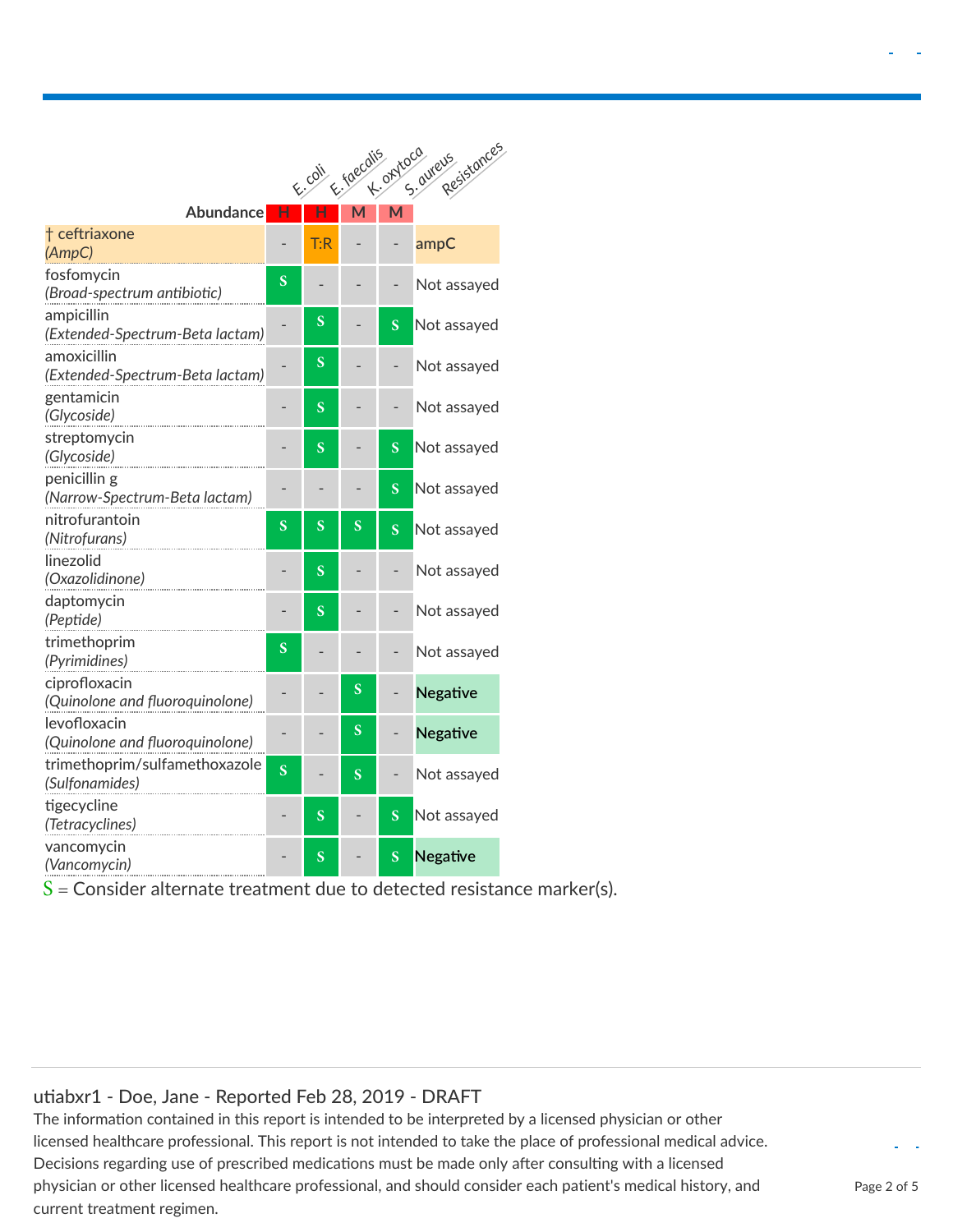| | E. coli | E. faecalis | K. oxytoca | S. aureus | Resistances |
|---|---|---|---|---|---|
| **Abundance** | H | H | M | M | |
| † ceftriaxone *(AmpC)* | - | T:R | - | - | ampC |
| fosfomycin *(Broad-spectrum antibiotic)* | S | - | - | - | Not assayed |
| ampicillin *(Extended-Spectrum-Beta lactam)* | - | S | - | S | Not assayed |
| amoxicillin *(Extended-Spectrum-Beta lactam)* | - | S | - | - | Not assayed |
| gentamicin *(Glycoside)* | - | S | - | - | Not assayed |
| streptomycin *(Glycoside)* | - | S | - | S | Not assayed |
| penicillin g *(Narrow-Spectrum-Beta lactam)* | - | - | - | S | Not assayed |
| nitrofurantoin *(Nitrofurans)* | S | S | S | S | Not assayed |
| linezolid *(Oxazolidinone)* | - | S | - | - | Not assayed |
| daptomycin *(Peptide)* | - | S | - | - | Not assayed |
| trimethoprim *(Pyrimidines)* | S | - | - | - | Not assayed |
| ciprofloxacin *(Quinolone and fluoroquinolone)* | - | - | S | - | **Negative** |
| levofloxacin *(Quinolone and fluoroquinolone)* | - | - | S | - | **Negative** |
| trimethoprim/sulfamethoxazole *(Sulfonamides)* | S | - | S | - | Not assayed |
| tigecycline *(Tetracyclines)* | - | S | - | S | Not assayed |
| vancomycin *(Vancomycin)* | - | S | - | S | **Negative** |

S = Consider alternate treatment due to detected resistance marker(s).

utiabxr1 - Doe, Jane - Reported Feb 28, 2019 - DRAFT

The information contained in this report is intended to be interpreted by a licensed physician or other licensed healthcare professional. This report is not intended to take the place of professional medical advice. Decisions regarding use of prescribed medications must be made only after consulting with a licensed physician or other licensed healthcare professional, and should consider each patient's medical history, and current treatment regimen.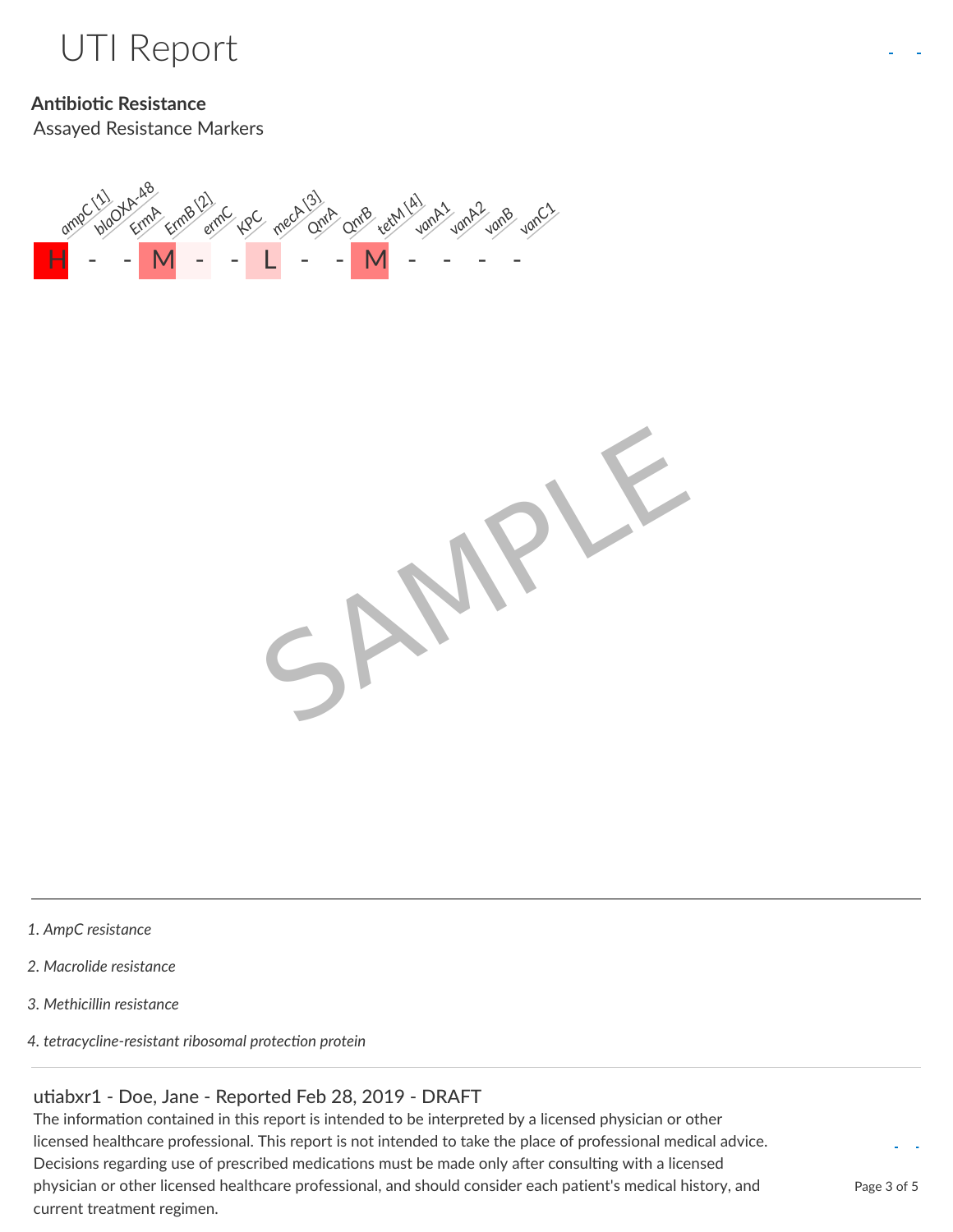# UTI Report

**Antibiotic Resistance**

Assayed Resistance Markers

| ampC [1] | blaOXA-48 | ErmA | ErmB [2] | ermC | KPC | mecA [3] | QnrA | QnrB | tetM [4] | vanA1 | vanA2 | vanB | vanC1 |
|---|---|---|---|---|---|---|---|---|---|---|---|---|---|
| H | - | - | M | - | - | L | - | - | M | - | - | - | - |

SAMPLE

1. *AmpC resistance*
2. *Macrolide resistance*
3. *Methicillin resistance*
4. *tetracycline-resistant ribosomal protection protein*

utiabxr1 - Doe, Jane - Reported Feb 28, 2019 - DRAFT

The information contained in this report is intended to be interpreted by a licensed physician or other licensed healthcare professional. This report is not intended to take the place of professional medical advice. Decisions regarding use of prescribed medications must be made only after consulting with a licensed physician or other licensed healthcare professional, and should consider each patient's medical history, and current treatment regimen.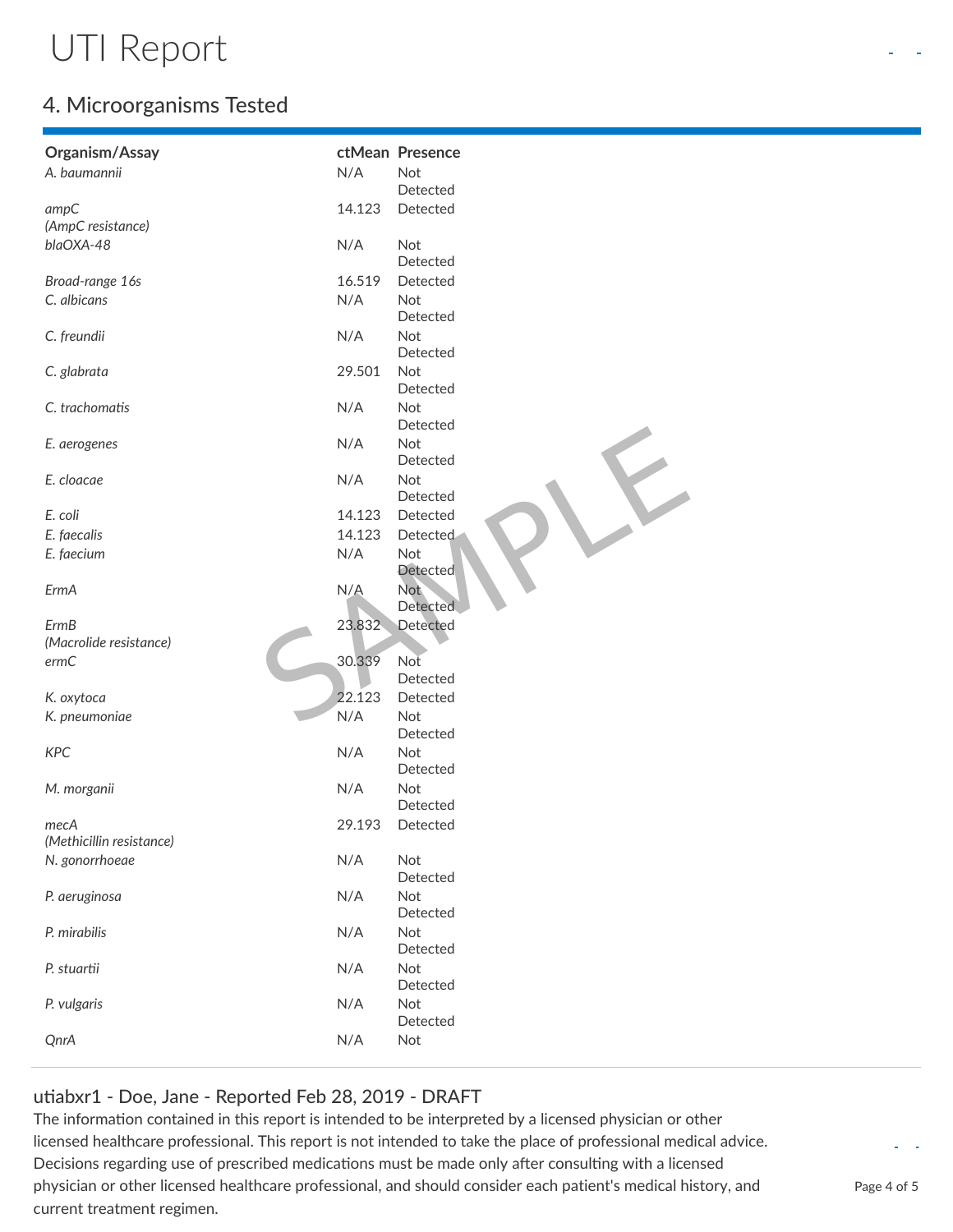# UTI Report

## 4. Microorganisms Tested

| Organism/Assay | ctMean | Presence |
|---|---|---|
| *A. baumannii* | N/A | Not Detected |
| *ampC* *(AmpC resistance)* | 14.123 | Detected |
| *blaOXA-48* | N/A | Not Detected |
| *Broad-range 16s* | 16.519 | Detected |
| *C. albicans* | N/A | Not Detected |
| *C. freundii* | N/A | Not Detected |
| *C. glabrata* | 29.501 | Not Detected |
| *C. trachomatis* | N/A | Not Detected |
| *E. aerogenes* | N/A | Not Detected |
| *E. cloacae* | N/A | Not Detected |
| *E. coli* | 14.123 | Detected |
| *E. faecalis* | 14.123 | Detected |
| *E. faecium* | N/A | Not Detected |
| *ErmA* | N/A | Not Detected |
| *ErmB* *(Macrolide resistance)* | 23.832 | Detected |
| *ermC* | 30.339 | Not Detected |
| *K. oxytoca* | 22.123 | Detected |
| *K. pneumoniae* | N/A | Not Detected |
| *KPC* | N/A | Not Detected |
| *M. morganii* | N/A | Not Detected |
| *mecA* *(Methicillin resistance)* | 29.193 | Detected |
| *N. gonorrhoeae* | N/A | Not Detected |
| *P. aeruginosa* | N/A | Not Detected |
| *P. mirabilis* | N/A | Not Detected |
| *P. stuartii* | N/A | Not Detected |
| *P. vulgaris* | N/A | Not Detected |
| *QnrA* | N/A | Not |

utiabxr1 - Doe, Jane - Reported Feb 28, 2019 - DRAFT

The information contained in this report is intended to be interpreted by a licensed physician or other licensed healthcare professional. This report is not intended to take the place of professional medical advice. Decisions regarding use of prescribed medications must be made only after consulting with a licensed physician or other licensed healthcare professional, and should consider each patient's medical history, and current treatment regimen.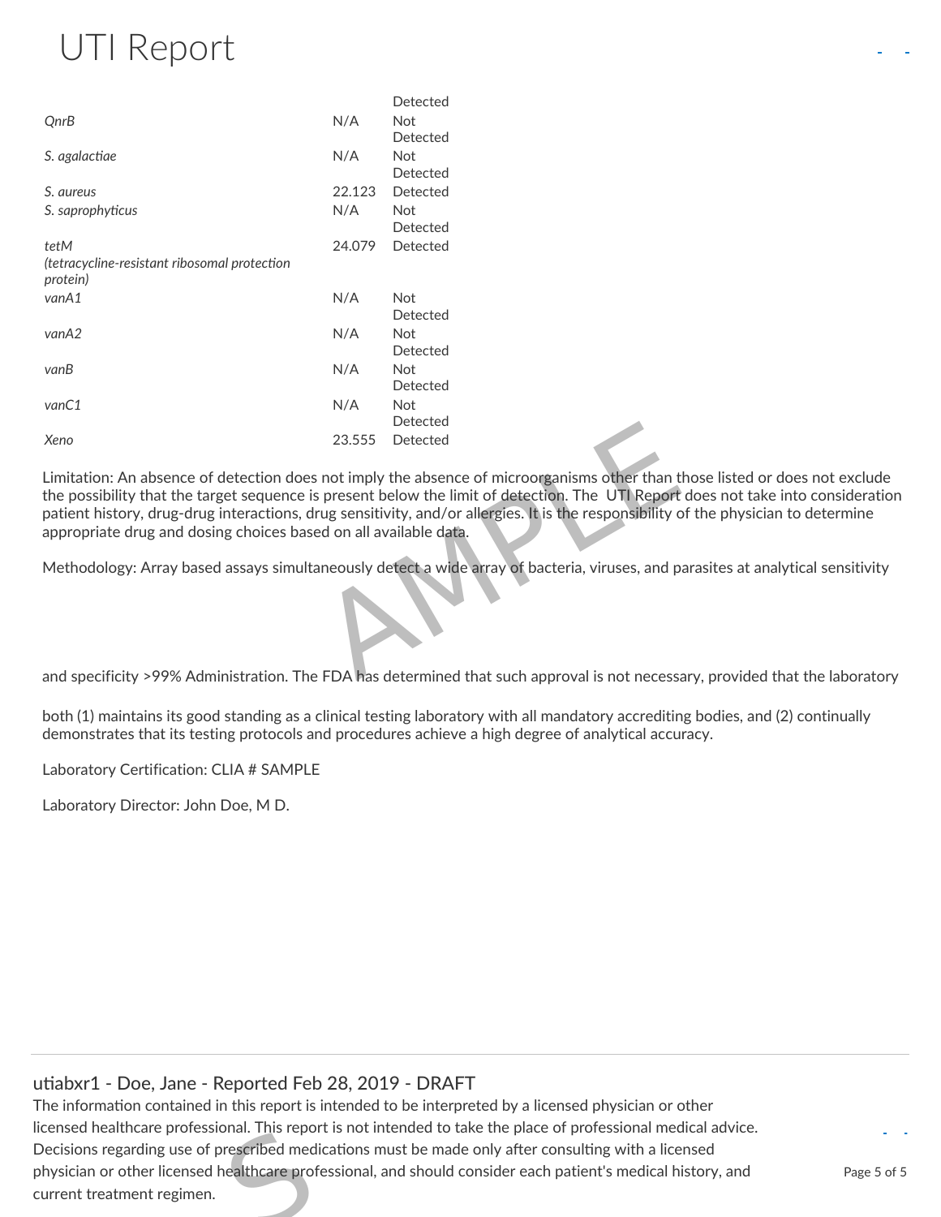| | | |
|---|---|---|
| | | Detected |
| *QnrB* | N/A | Not Detected |
| *S. agalactiae* | N/A | Not Detected |
| *S. aureus* | 22.123 | Detected |
| *S. saprophyticus* | N/A | Not Detected |
| *tetM* *(tetracycline-resistant ribosomal protection protein)* | 24.079 | Detected |
| *vanA1* | N/A | Not Detected |
| *vanA2* | N/A | Not Detected |
| *vanB* | N/A | Not Detected |
| *vanC1* | N/A | Not Detected |
| *Xeno* | 23.555 | Detected |

Limitation: An absence of detection does not imply the absence of microorganisms other than those listed or does not exclude the possibility that the target sequence is present below the limit of detection. The UTI Report does not take into consideration patient history, drug-drug interactions, drug sensitivity, and/or allergies. It is the responsibility of the physician to determine appropriate drug and dosing choices based on all available data.

Methodology: Array based assays simultaneously detect a wide array of bacteria, viruses, and parasites at analytical sensitivity

and specificity >99% Administration. The FDA has determined that such approval is not necessary, provided that the laboratory

both (1) maintains its good standing as a clinical testing laboratory with all mandatory accrediting bodies, and (2) continually demonstrates that its testing protocols and procedures achieve a high degree of analytical accuracy.

Laboratory Certification: CLIA # SAMPLE

Laboratory Director: John Doe, M D.

utiabxr1 - Doe, Jane - Reported Feb 28, 2019 - DRAFT

The information contained in this report is intended to be interpreted by a licensed physician or other licensed healthcare professional. This report is not intended to take the place of professional medical advice. Decisions regarding use of prescribed medications must be made only after consulting with a licensed physician or other licensed healthcare professional, and should consider each patient's medical history, and current treatment regimen.